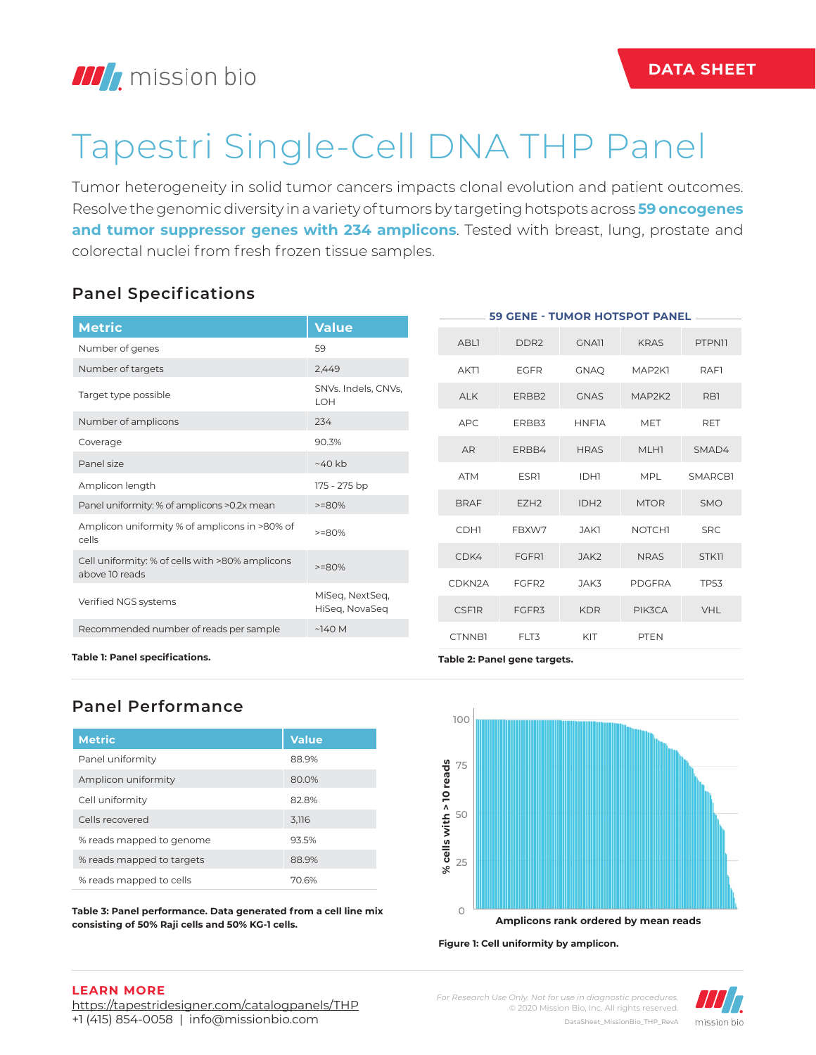DATA SHEET

# Tapestri Single-Cell DNA THP Panel

Tumor heterogeneity in solid tumor cancers impacts clonal evolution and patient outcomes. Resolve the genomic diversity in a variety of tumors by targeting hotspots across **59 oncogenes and tumor suppressor genes with 234 amplicons**. Tested with breast, lung, prostate and colorectal nuclei from fresh frozen tissue samples.

## Panel Specifications

| Metric | Value |
|---|---|
| Number of genes | 59 |
| Number of targets | 2,449 |
| Target type possible | SNVs. Indels, CNVs, LOH |
| Number of amplicons | 234 |
| Coverage | 90.3% |
| Panel size | ~40 kb |
| Amplicon length | 175 - 275 bp |
| Panel uniformity: % of amplicons >0.2x mean | >=80% |
| Amplicon uniformity % of amplicons in >80% of cells | >=80% |
| Cell uniformity: % of cells with >80% amplicons above 10 reads | >=80% |
| Verified NGS systems | MiSeq, NextSeq, HiSeq, NovaSeq |
| Recommended number of reads per sample | ~140 M |

**Table 1: Panel specifications.**

**59 GENE - TUMOR HOTSPOT PANEL**

| | | | | |
|---|---|---|---|---|
| ABL1 | DDR2 | GNA11 | KRAS | PTPN11 |
| AKT1 | EGFR | GNAQ | MAP2K1 | RAF1 |
| ALK | ERBB2 | GNAS | MAP2K2 | RB1 |
| APC | ERBB3 | HNF1A | MET | RET |
| AR | ERBB4 | HRAS | MLH1 | SMAD4 |
| ATM | ESR1 | IDH1 | MPL | SMARCB1 |
| BRAF | EZH2 | IDH2 | MTOR | SMO |
| CDH1 | FBXW7 | JAK1 | NOTCH1 | SRC |
| CDK4 | FGFR1 | JAK2 | NRAS | STK11 |
| CDKN2A | FGFR2 | JAK3 | PDGFRA | TP53 |
| CSF1R | FGFR3 | KDR | PIK3CA | VHL |
| CTNNB1 | FLT3 | KIT | PTEN | |

**Table 2: Panel gene targets.**

## Panel Performance

| Metric | Value |
|---|---|
| Panel uniformity | 88.9% |
| Amplicon uniformity | 80.0% |
| Cell uniformity | 82.8% |
| Cells recovered | 3,116 |
| % reads mapped to genome | 93.5% |
| % reads mapped to targets | 88.9% |
| % reads mapped to cells | 70.6% |

**Table 3: Panel performance. Data generated from a cell line mix consisting of 50% Raji cells and 50% KG-1 cells.**

**Figure 1: Cell uniformity by amplicon.**

**LEARN MORE**
https://tapestridesigner.com/catalogpanels/THP
+1 (415) 854-0058 | info@missionbio.com

*For Research Use Only. Not for use in diagnostic procedures.*
© 2020 Mission Bio, Inc. All rights reserved.
DataSheet_MissionBio_THP_RevA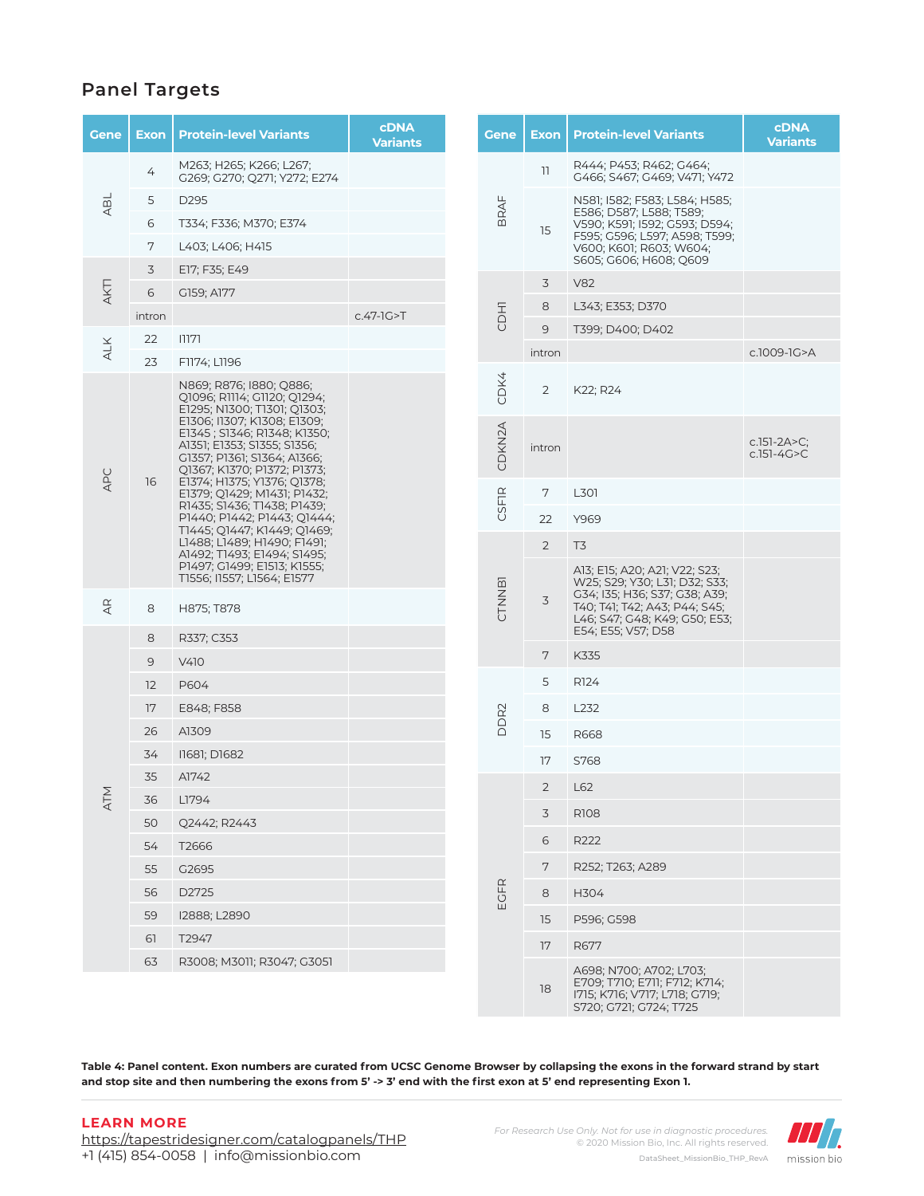## Panel Targets

| Gene | Exon | Protein-level Variants | cDNA Variants |
|---|---|---|---|
| ABL | 4 | M263; H265; K266; L267; G269; G270; Q271; Y272; E274 | |
| | 5 | D295 | |
| | 6 | T334; F336; M370; E374 | |
| | 7 | L403; L406; H415 | |
| AKT1 | 3 | E17; F35; E49 | |
| | 6 | G159; A177 | |
| | intron | | c.47-1G>T |
| ALK | 22 | I1171 | |
| | 23 | F1174; L1196 | |
| APC | 16 | N869; R876; I880; Q886; Q1096; R1114; G1120; Q1294; E1295; N1300; T1301; Q1303; E1306; I1307; K1308; E1309; E1345 ; S1346; R1348; K1350; A1351; E1353; S1355; S1356; G1357; P1361; S1364; A1366; Q1367; K1370; P1372; P1373; E1374; H1375; Y1376; Q1378; E1379; Q1429; M1431; P1432; R1435; S1436; T1438; P1439; P1440; P1442; P1443; Q1444; T1445; Q1447; K1449; Q1469; L1488; L1489; H1490; F1491; A1492; T1493; E1494; S1495; P1497; G1499; E1513; K1555; T1556; I1557; L1564; E1577 | |
| AR | 8 | H875; T878 | |
| ATM | 8 | R337; C353 | |
| | 9 | V410 | |
| | 12 | P604 | |
| | 17 | E848; F858 | |
| | 26 | A1309 | |
| | 34 | I1681; D1682 | |
| | 35 | A1742 | |
| | 36 | L1794 | |
| | 50 | Q2442; R2443 | |
| | 54 | T2666 | |
| | 55 | G2695 | |
| | 56 | D2725 | |
| | 59 | I2888; L2890 | |
| | 61 | T2947 | |
| | 63 | R3008; M3011; R3047; G3051 | |
| BRAF | 11 | R444; P453; R462; G464; G466; S467; G469; V471; Y472 | |
| | 15 | N581; I582; F583; L584; H585; E586; D587; L588; T589; V590; K591; I592; G593; D594; F595; G596; L597; A598; T599; V600; K601; R603; W604; S605; G606; H608; Q609 | |
| CDH1 | 3 | V82 | |
| | 8 | L343; E353; D370 | |
| | 9 | T399; D400; D402 | |
| | intron | | c.1009-1G>A |
| CDK4 | 2 | K22; R24 | |
| CDKN2A | intron | | c.151-2A>C; c.151-4G>C |
| CSF1R | 7 | L301 | |
| | 22 | Y969 | |
| CTNNB1 | 2 | T3 | |
| | 3 | A13; E15; A20; A21; V22; S23; W25; S29; Y30; L31; D32; S33; G34; I35; H36; S37; G38; A39; T40; T41; T42; A43; P44; S45; L46; S47; G48; K49; G50; E53; E54; E55; V57; D58 | |
| | 7 | K335 | |
| DDR2 | 5 | R124 | |
| | 8 | L232 | |
| | 15 | R668 | |
| | 17 | S768 | |
| EGFR | 2 | L62 | |
| | 3 | R108 | |
| | 6 | R222 | |
| | 7 | R252; T263; A289 | |
| | 8 | H304 | |
| | 15 | P596; G598 | |
| | 17 | R677 | |
| | 18 | A698; N700; A702; L703; E709; T710; E711; F712; K714; I715; K716; V717; L718; G719; S720; G721; G724; T725 | |

**Table 4: Panel content. Exon numbers are curated from UCSC Genome Browser by collapsing the exons in the forward strand by start and stop site and then numbering the exons from 5' -> 3' end with the first exon at 5' end representing Exon 1.**

**LEARN MORE**
https://tapestridesigner.com/catalogpanels/THP
+1 (415) 854-0058 | info@missionbio.com

*For Research Use Only. Not for use in diagnostic procedures.*
© 2020 Mission Bio, Inc. All rights reserved.
DataSheet_MissionBio_THP_RevA

mission bio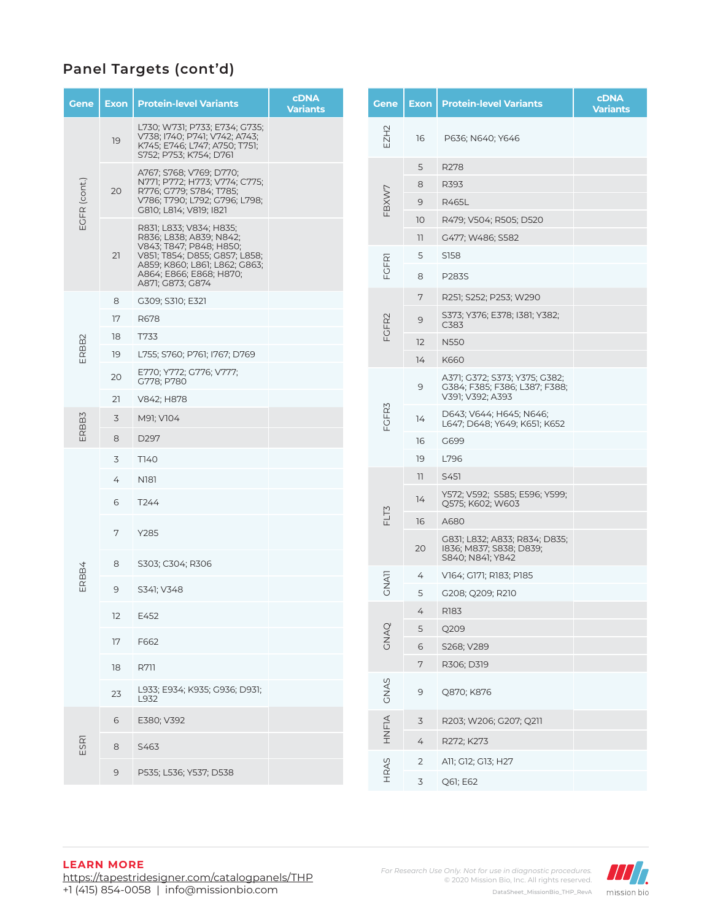## Panel Targets (cont'd)

| Gene | Exon | Protein-level Variants | cDNA Variants |
|---|---|---|---|
| EGFR (cont.) | 19 | L730; W731; P733; E734; G735; V738; I740; P741; V742; A743; K745; E746; L747; A750; T751; S752; P753; K754; D761 | |
| | 20 | A767; S768; V769; D770; N771; P772; H773; V774; C775; R776; G779; S784; T785; V786; T790; L792; G796; L798; G810; L814; V819; I821 | |
| | 21 | R831; L833; V834; H835; R836; L838; A839; N842; V843; T847; P848; H850; V851; T854; D855; G857; L858; A859; K860; L861; L862; G863; A864; E866; E868; H870; A871; G873; G874 | |
| ERBB2 | 8 | G309; S310; E321 | |
| | 17 | R678 | |
| | 18 | T733 | |
| | 19 | L755; S760; P761; I767; D769 | |
| | 20 | E770; Y772; G776; V777; G778; P780 | |
| | 21 | V842; H878 | |
| ERBB3 | 3 | M91; V104 | |
| | 8 | D297 | |
| ERBB4 | 3 | T140 | |
| | 4 | N181 | |
| | 6 | T244 | |
| | 7 | Y285 | |
| | 8 | S303; C304; R306 | |
| | 9 | S341; V348 | |
| | 12 | E452 | |
| | 17 | F662 | |
| | 18 | R711 | |
| | 23 | L933; E934; K935; G936; D931; L932 | |
| ESR1 | 6 | E380; V392 | |
| | 8 | S463 | |
| | 9 | P535; L536; Y537; D538 | |

| Gene | Exon | Protein-level Variants | cDNA Variants |
|---|---|---|---|
| EZH2 | 16 | P636; N640; Y646 | |
| FBXW7 | 5 | R278 | |
| | 8 | R393 | |
| | 9 | R465L | |
| | 10 | R479; V504; R505; D520 | |
| | 11 | G477; W486; S582 | |
| FGFR1 | 5 | S158 | |
| | 8 | P283S | |
| FGFR2 | 7 | R251; S252; P253; W290 | |
| | 9 | S373; Y376; E378; I381; Y382; C383 | |
| | 12 | N550 | |
| | 14 | K660 | |
| FGFR3 | 9 | A371; G372; S373; Y375; G382; G384; F385; F386; L387; F388; V391; V392; A393 | |
| | 14 | D643; V644; H645; N646; L647; D648; Y649; K651; K652 | |
| | 16 | G699 | |
| | 19 | L796 | |
| FLT3 | 11 | S451 | |
| | 14 | Y572; V592; S585; E596; Y599; Q575; K602; W603 | |
| | 16 | A680 | |
| | 20 | G831; L832; A833; R834; D835; I836; M837; S838; D839; S840; N841; Y842 | |
| GNA11 | 4 | V164; G171; R183; P185 | |
| | 5 | G208; Q209; R210 | |
| GNAQ | 4 | R183 | |
| | 5 | Q209 | |
| | 6 | S268; V289 | |
| | 7 | R306; D319 | |
| GNAS | 9 | Q870; K876 | |
| HNF1A | 3 | R203; W206; G207; Q211 | |
| | 4 | R272; K273 | |
| HRAS | 2 | A11; G12; G13; H27 | |
| | 3 | Q61; E62 | |

**LEARN MORE**
https://tapestridesigner.com/catalogpanels/THP
+1 (415) 854-0058 | info@missionbio.com

*For Research Use Only. Not for use in diagnostic procedures.*
© 2020 Mission Bio, Inc. All rights reserved.
DataSheet_MissionBio_THP_RevA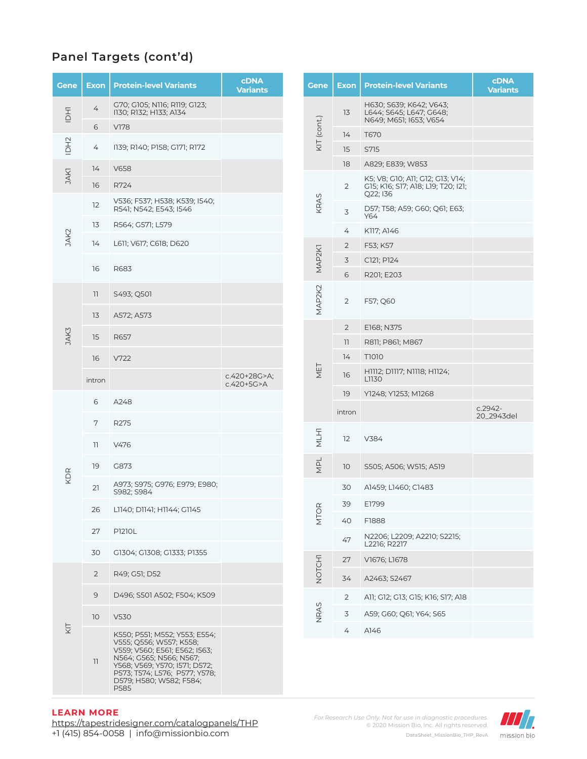## Panel Targets (cont'd)

| Gene | Exon | Protein-level Variants | cDNA Variants |
|---|---|---|---|
| IDH1 | 4 | G70; G105; N116; R119; G123; I130; R132; H133; A134 | |
| | 6 | V178 | |
| IDH2 | 4 | I139; R140; P158; G171; R172 | |
| JAK1 | 14 | V658 | |
| | 16 | R724 | |
| JAK2 | 12 | V536; F537; H538; K539; I540; R541; N542; E543; I546 | |
| | 13 | R564; G571; L579 | |
| | 14 | L611; V617; C618; D620 | |
| | 16 | R683 | |
| JAK3 | 11 | S493; Q501 | |
| | 13 | A572; A573 | |
| | 15 | R657 | |
| | 16 | V722 | |
| | intron | | c.420+28G>A; c.420+5G>A |
| KDR | 6 | A248 | |
| | 7 | R275 | |
| | 11 | V476 | |
| | 19 | G873 | |
| | 21 | A973; S975; G976; E979; E980; S982; S984 | |
| | 26 | L1140; D1141; H1144; G1145 | |
| | 27 | P1210L | |
| | 30 | G1304; G1308; G1333; P1355 | |
| KIT | 2 | R49; G51; D52 | |
| | 9 | D496; S501 A502; F504; K509 | |
| | 10 | V530 | |
| | 11 | K550; P551; M552; Y553; E554; V555; Q556; W557; K558; V559; V560; E561; E562; I563; N564; G565; N566; N567; Y568; V569; Y570; I571; D572; P573; T574; L576; P577; Y578; D579; H580; W582; F584; P585 | |

| Gene | Exon | Protein-level Variants | cDNA Variants |
|---|---|---|---|
| KIT (cont.) | 13 | H630; S639; K642; V643; L644; S645; L647; G648; N649; M651; I653; V654 | |
| | 14 | T670 | |
| | 15 | S715 | |
| | 18 | A829; E839; W853 | |
| KRAS | 2 | K5; V8; G10; A11; G12; G13; V14; G15; K16; S17; A18; L19; T20; I21; Q22; I36 | |
| | 3 | D57; T58; A59; G60; Q61; E63; Y64 | |
| | 4 | K117; A146 | |
| MAP2K1 | 2 | F53; K57 | |
| | 3 | C121; P124 | |
| | 6 | R201; E203 | |
| MAP2K2 | 2 | F57; Q60 | |
| MET | 2 | E168; N375 | |
| | 11 | R811; P861; M867 | |
| | 14 | T1010 | |
| | 16 | H1112; D1117; N1118; H1124; L1130 | |
| | 19 | Y1248; Y1253; M1268 | |
| | intron | | c.2942-20_2943del |
| MLH1 | 12 | V384 | |
| MPL | 10 | S505; A506; W515; A519 | |
| MTOR | 30 | A1459; L1460; C1483 | |
| | 39 | E1799 | |
| | 40 | F1888 | |
| | 47 | N2206; L2209; A2210; S2215; L2216; R2217 | |
| NOTCH1 | 27 | V1676; L1678 | |
| | 34 | A2463; S2467 | |
| NRAS | 2 | A11; G12; G13; G15; K16; S17; A18 | |
| | 3 | A59; G60; Q61; Y64; S65 | |
| | 4 | A146 | |

**LEARN MORE**
https://tapestridesigner.com/catalogpanels/THP
+1 (415) 854-0058 | info@missionbio.com

*For Research Use Only. Not for use in diagnostic procedures.*
© 2020 Mission Bio, Inc. All rights reserved.
DataSheet_MissionBio_THP_RevA

mission bio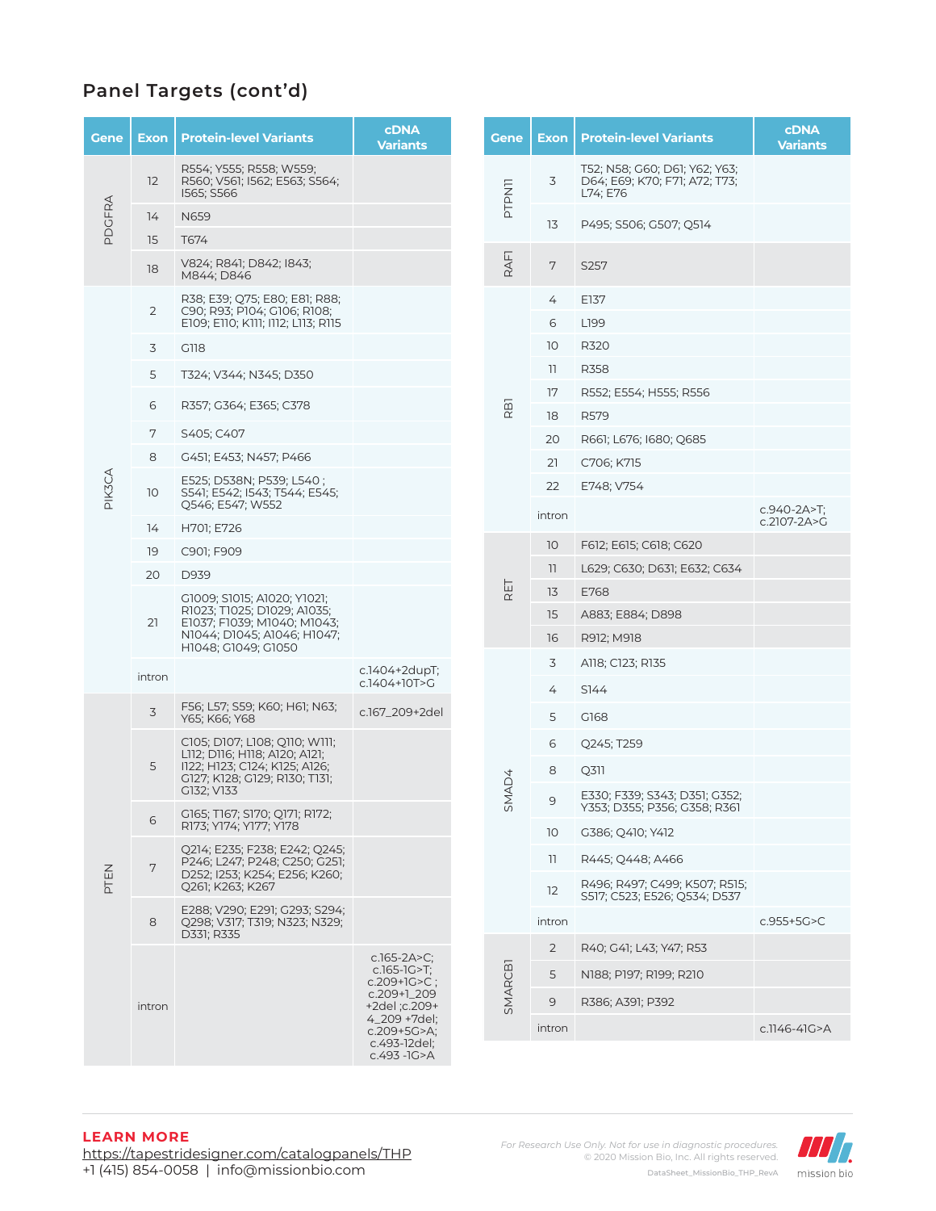## Panel Targets (cont'd)

| Gene | Exon | Protein-level Variants | cDNA Variants |
|---|---|---|---|
| PDGFRA | 12 | R554; Y555; R558; W559; R560; V561; I562; E563; S564; I565; S566 | |
| | 14 | N659 | |
| | 15 | T674 | |
| | 18 | V824; R841; D842; I843; M844; D846 | |
| PIK3CA | 2 | R38; E39; Q75; E80; E81; R88; C90; R93; P104; G106; R108; E109; E110; K111; I112; L113; R115 | |
| | 3 | G118 | |
| | 5 | T324; V344; N345; D350 | |
| | 6 | R357; G364; E365; C378 | |
| | 7 | S405; C407 | |
| | 8 | G451; E453; N457; P466 | |
| | 10 | E525; D538N; P539; L540 ; S541; E542; I543; T544; E545; Q546; E547; W552 | |
| | 14 | H701; E726 | |
| | 19 | C901; F909 | |
| | 20 | D939 | |
| | 21 | G1009; S1015; A1020; Y1021; R1023; T1025; D1029; A1035; E1037; F1039; M1040; M1043; N1044; D1045; A1046; H1047; H1048; G1049; G1050 | |
| | intron | | c.1404+2dupT; c.1404+10T>G |
| PTEN | 3 | F56; L57; S59; K60; H61; N63; Y65; K66; Y68 | c.167_209+2del |
| | 5 | C105; D107; L108; Q110; W111; L112; D116; H118; A120; A121; I122; H123; C124; K125; A126; G127; K128; G129; R130; T131; G132; V133 | |
| | 6 | G165; T167; S170; Q171; R172; R173; Y174; Y177; Y178 | |
| | 7 | Q214; E235; F238; E242; Q245; P246; L247; P248; C250; G251; D252; I253; K254; E256; K260; Q261; K263; K267 | |
| | 8 | E288; V290; E291; G293; S294; Q298; V317; T319; N323; N329; D331; R335 | |
| | intron | | c.165-2A>C; c.165-1G>T; c.209+1G>C ; c.209+1_209 +2del ;c.209+ 4_209 +7del; c.209+5G>A; c.493-12del; c.493 -1G>A |
| PTPN11 | 3 | T52; N58; G60; D61; Y62; Y63; D64; E69; K70; F71; A72; T73; L74; E76 | |
| | 13 | P495; S506; G507; Q514 | |
| RAF1 | 7 | S257 | |
| RB1 | 4 | E137 | |
| | 6 | L199 | |
| | 10 | R320 | |
| | 11 | R358 | |
| | 17 | R552; E554; H555; R556 | |
| | 18 | R579 | |
| | 20 | R661; L676; I680; Q685 | |
| | 21 | C706; K715 | |
| | 22 | E748; V754 | |
| | intron | | c.940-2A>T; c.2107-2A>G |
| RET | 10 | F612; E615; C618; C620 | |
| | 11 | L629; C630; D631; E632; C634 | |
| | 13 | E768 | |
| | 15 | A883; E884; D898 | |
| | 16 | R912; M918 | |
| SMAD4 | 3 | A118; C123; R135 | |
| | 4 | S144 | |
| | 5 | G168 | |
| | 6 | Q245; T259 | |
| | 8 | Q311 | |
| | 9 | E330; F339; S343; D351; G352; Y353; D355; P356; G358; R361 | |
| | 10 | G386; Q410; Y412 | |
| | 11 | R445; Q448; A466 | |
| | 12 | R496; R497; C499; K507; R515; S517; C523; E526; Q534; D537 | |
| | intron | | c.955+5G>C |
| SMARCB1 | 2 | R40; G41; L43; Y47; R53 | |
| | 5 | N188; P197; R199; R210 | |
| | 9 | R386; A391; P392 | |
| | intron | | c.1146-41G>A |

**LEARN MORE**
https://tapestridesigner.com/catalogpanels/THP
+1 (415) 854-0058 | info@missionbio.com

*For Research Use Only. Not for use in diagnostic procedures.*
© 2020 Mission Bio, Inc. All rights reserved.
DataSheet_MissionBio_THP_RevA

mission bio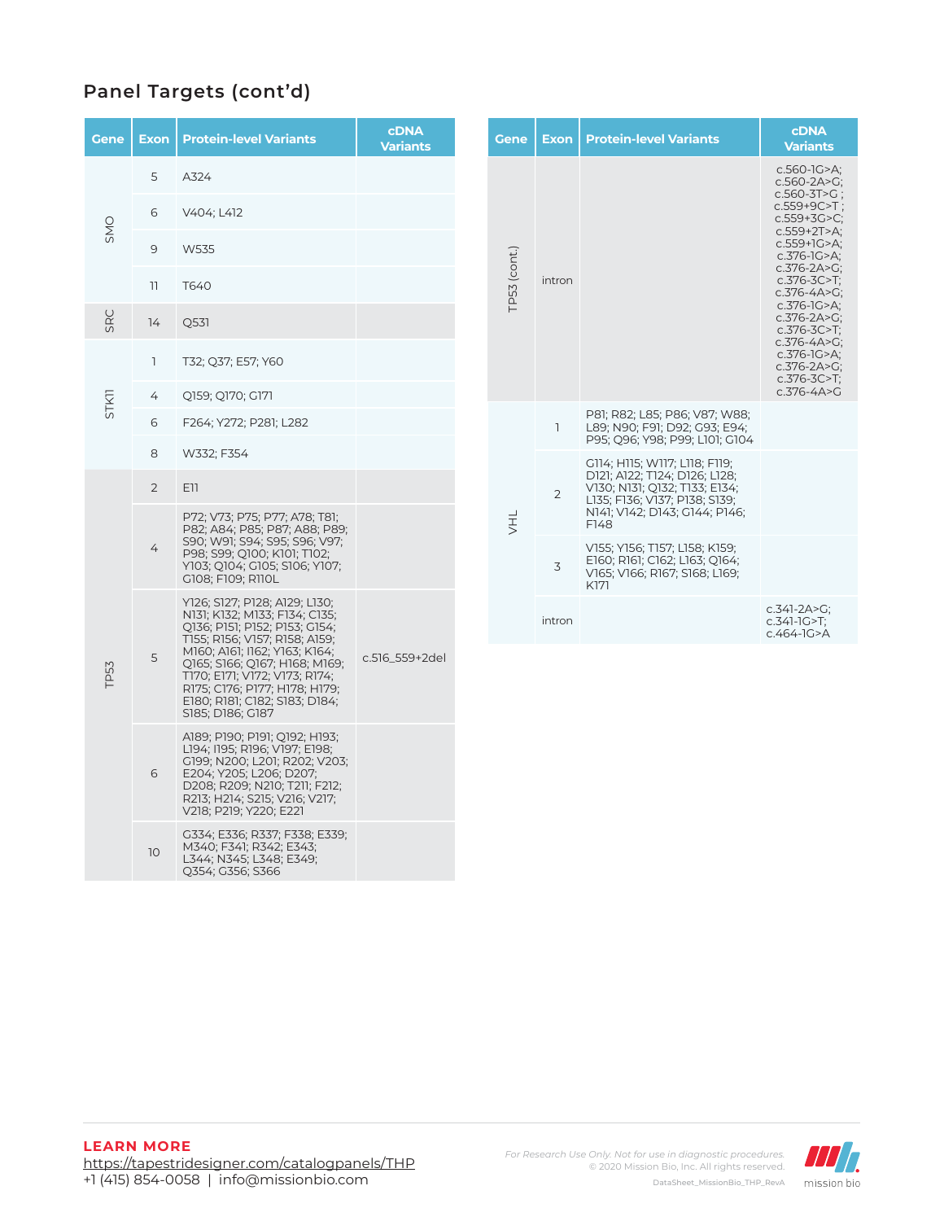## Panel Targets (cont'd)

| Gene | Exon | Protein-level Variants | cDNA Variants |
|---|---|---|---|
| SMO | 5 | A324 | |
| SMO | 6 | V404; L412 | |
| SMO | 9 | W535 | |
| SMO | 11 | T640 | |
| SRC | 14 | Q531 | |
| STK11 | 1 | T32; Q37; E57; Y60 | |
| STK11 | 4 | Q159; Q170; G171 | |
| STK11 | 6 | F264; Y272; P281; L282 | |
| STK11 | 8 | W332; F354 | |
| TP53 | 2 | E11 | |
| TP53 | 4 | P72; V73; P75; P77; A78; T81; P82; A84; P85; P87; A88; P89; S90; W91; S94; S95; S96; V97; P98; S99; Q100; K101; T102; Y103; Q104; G105; S106; Y107; G108; F109; R110L | |
| TP53 | 5 | Y126; S127; P128; A129; L130; N131; K132; M133; F134; C135; Q136; P151; P152; P153; G154; T155; R156; V157; R158; A159; M160; A161; I162; Y163; K164; Q165; S166; Q167; H168; M169; T170; E171; V172; V173; R174; R175; C176; P177; H178; H179; E180; R181; C182; S183; D184; S185; D186; G187 | c.516_559+2del |
| TP53 | 6 | A189; P190; P191; Q192; H193; L194; I195; R196; V197; E198; G199; N200; L201; R202; V203; E204; Y205; L206; D207; D208; R209; N210; T211; F212; R213; H214; S215; V216; V217; V218; P219; Y220; E221 | |
| TP53 | 10 | G334; E336; R337; F338; E339; M340; F341; R342; E343; L344; N345; L348; E349; Q354; G356; S366 | |
| TP53 (cont.) | intron | | c.560-1G>A; c.560-2A>G; c.560-3T>G ; c.559+9C>T ; c.559+3G>C; c.559+2T>A; c.559+1G>A; c.376-1G>A; c.376-2A>G; c.376-3C>T; c.376-4A>G; c.376-1G>A; c.376-2A>G; c.376-3C>T; c.376-4A>G; c.376-1G>A; c.376-2A>G; c.376-3C>T; c.376-4A>G |
| VHL | 1 | P81; R82; L85; P86; V87; W88; L89; N90; F91; D92; G93; E94; P95; Q96; Y98; P99; L101; G104 | |
| VHL | 2 | G114; H115; W117; L118; F119; D121; A122; T124; D126; L128; V130; N131; Q132; T133; E134; L135; F136; V137; P138; S139; N141; V142; D143; G144; P146; F148 | |
| VHL | 3 | V155; Y156; T157; L158; K159; E160; R161; C162; L163; Q164; V165; V166; R167; S168; L169; K171 | |
| VHL | intron | | c.341-2A>G; c.341-1G>T; c.464-1G>A |

**LEARN MORE**
https://tapestridesigner.com/catalogpanels/THP
+1 (415) 854-0058 | info@missionbio.com

*For Research Use Only. Not for use in diagnostic procedures.*
© 2020 Mission Bio, Inc. All rights reserved.
DataSheet_MissionBio_THP_RevA

mission bio